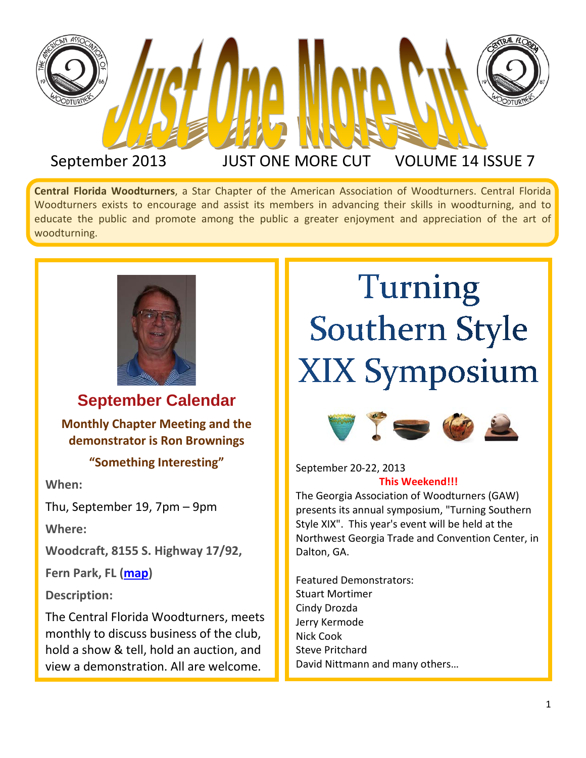# Just One More Cut

September 2013 JUST ONE MORE CUT VOLUME 14 ISSUE 7

**Central Florida Woodturners**, a Star Chapter of the American Association of Woodturners. Central Florida Woodturners exists to encourage and assist its members in advancing their skills in woodturning, and to educate the public and promote among the public a greater enjoyment and appreciation of the art of woodturning.

## September Calendar

**Monthly Chapter Meeting and the demonstrator is Ron Brownings**

**"Something Interesting"**

**When:**

Thu, September 19, 7pm – 9pm

**Where:**

**Woodcraft, 8155 S. Highway 17/92,**

**Fern Park, FL (map)**

**Description:**

The Central Florida Woodturners, meets monthly to discuss business of the club, hold a show & tell, hold an auction, and view a demonstration. All are welcome.

## Turning Southern Style XIX Symposium

September 20-22, 2013

**This Weekend!!!**

The Georgia Association of Woodturners (GAW) presents its annual symposium, "Turning Southern Style XIX". This year's event will be held at the Northwest Georgia Trade and Convention Center, in Dalton, GA.

Featured Demonstrators:
Stuart Mortimer
Cindy Drozda
Jerry Kermode
Nick Cook
Steve Pritchard
David Nittmann and many others…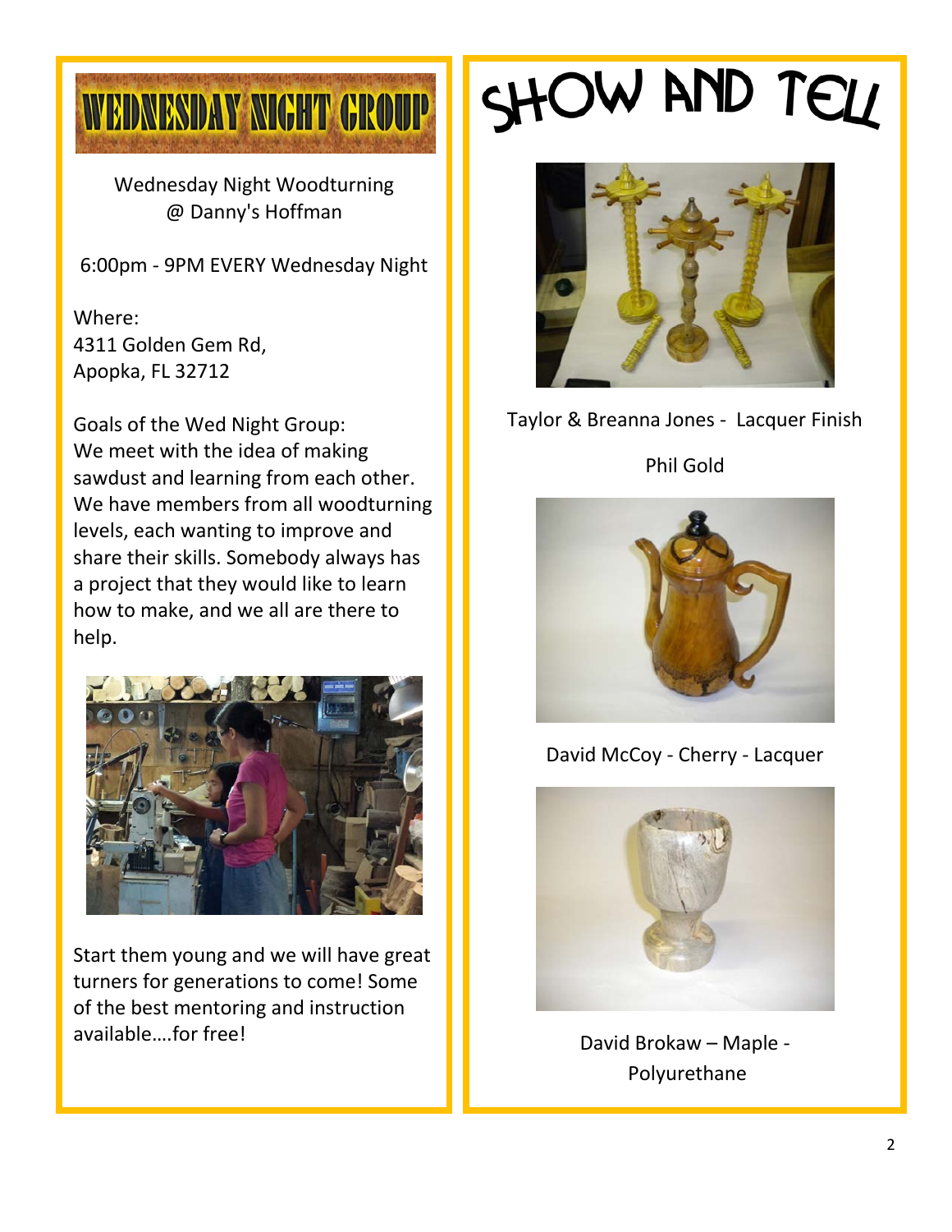# WEDNESDAY NIGHT GROUP

Wednesday Night Woodturning
@ Danny's Hoffman

6:00pm - 9PM EVERY Wednesday Night

Where:
4311 Golden Gem Rd,
Apopka, FL 32712

Goals of the Wed Night Group:
We meet with the idea of making sawdust and learning from each other. We have members from all woodturning levels, each wanting to improve and share their skills. Somebody always has a project that they would like to learn how to make, and we all are there to help.

Start them young and we will have great turners for generations to come! Some of the best mentoring and instruction available….for free!

# SHOW AND TELL

Taylor & Breanna Jones - Lacquer Finish

Phil Gold

David McCoy - Cherry - Lacquer

David Brokaw – Maple - Polyurethane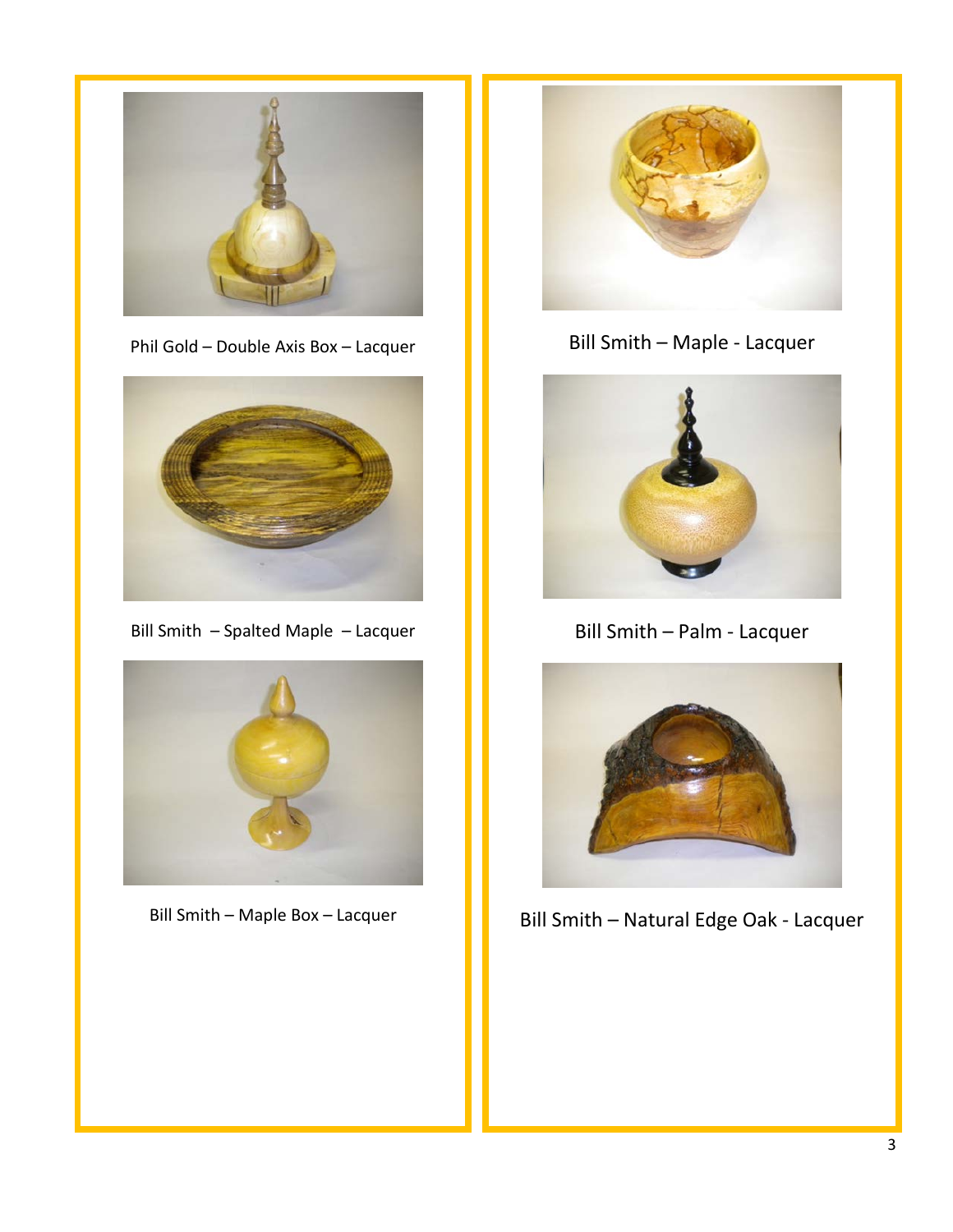Phil Gold – Double Axis Box – Lacquer

Bill Smith – Spalted Maple – Lacquer

Bill Smith – Maple Box – Lacquer

Bill Smith – Maple - Lacquer

Bill Smith – Palm - Lacquer

Bill Smith – Natural Edge Oak - Lacquer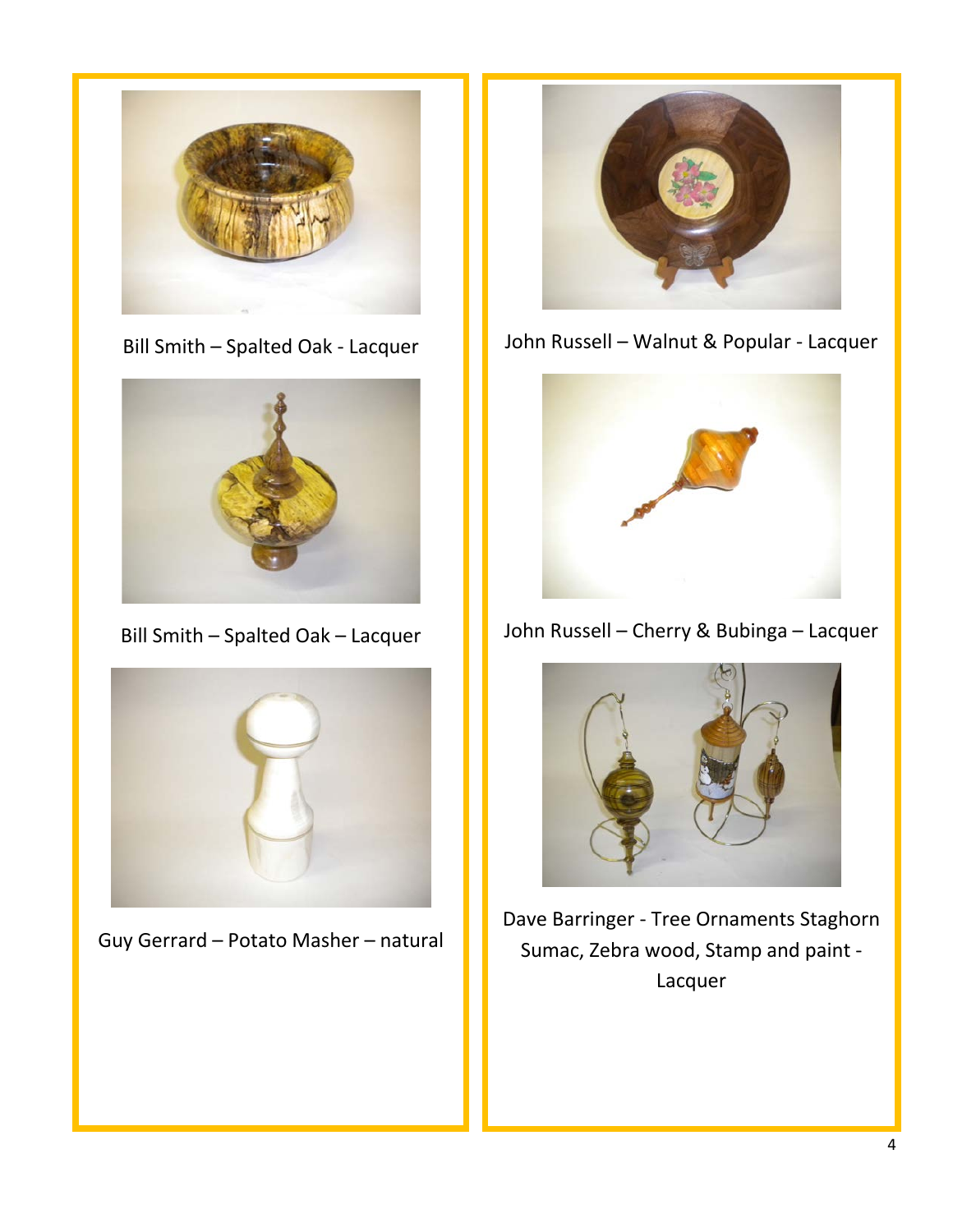Bill Smith – Spalted Oak - Lacquer

Bill Smith – Spalted Oak – Lacquer

Guy Gerrard – Potato Masher – natural

John Russell – Walnut & Popular - Lacquer

John Russell – Cherry & Bubinga – Lacquer

Dave Barringer - Tree Ornaments Staghorn Sumac, Zebra wood, Stamp and paint - Lacquer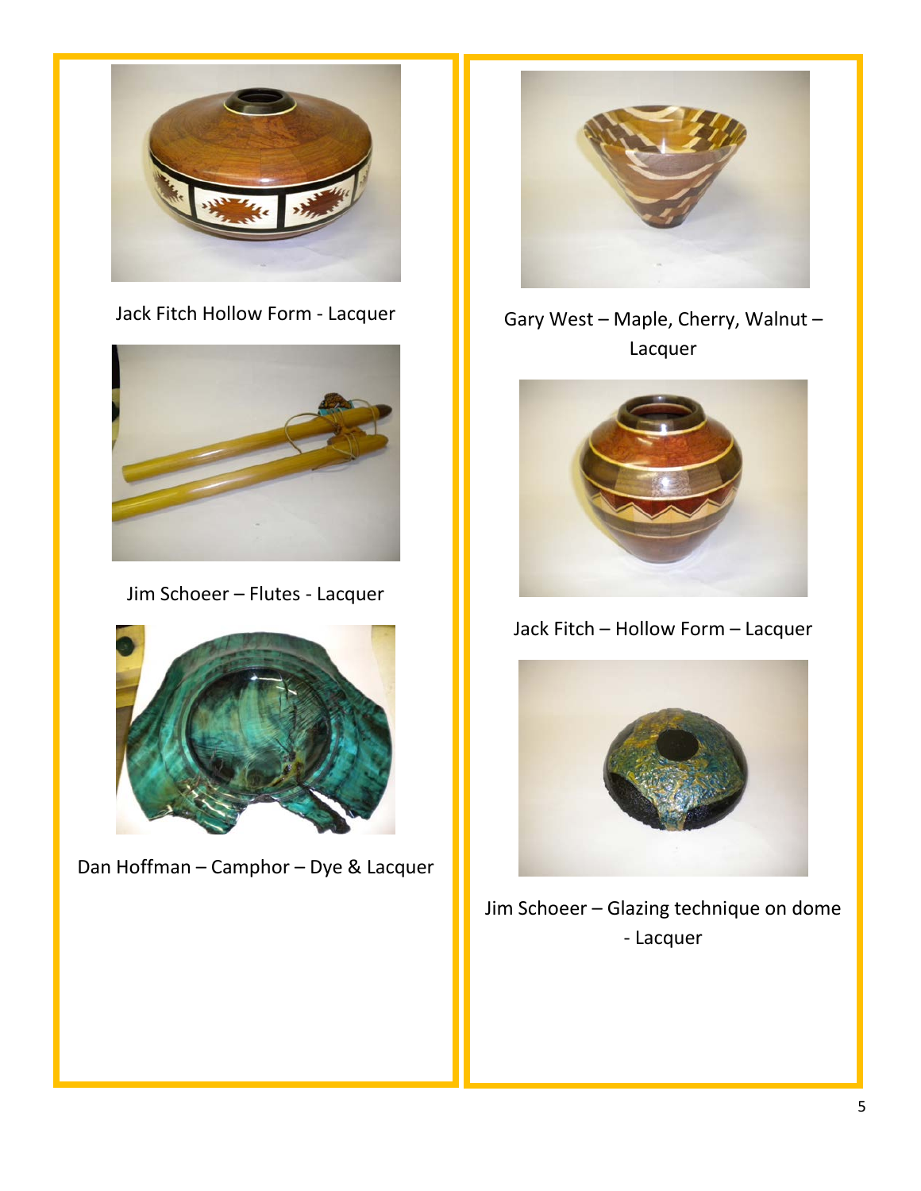Jack Fitch Hollow Form - Lacquer

Jim Schoeer – Flutes - Lacquer

Dan Hoffman – Camphor – Dye & Lacquer

Gary West – Maple, Cherry, Walnut – Lacquer

Jack Fitch – Hollow Form – Lacquer

Jim Schoeer – Glazing technique on dome - Lacquer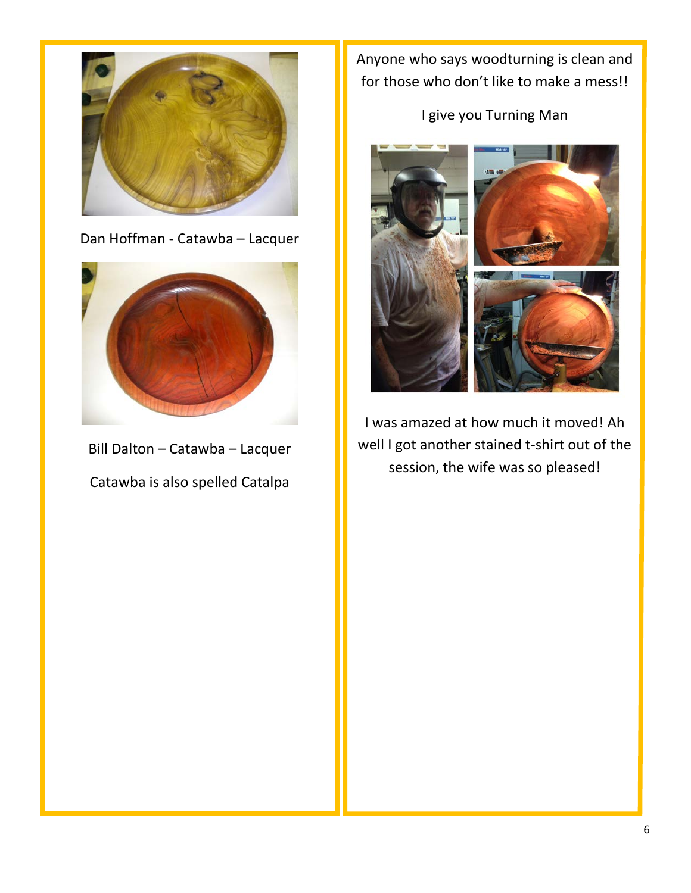Dan Hoffman - Catawba – Lacquer

Bill Dalton – Catawba – Lacquer

Catawba is also spelled Catalpa

Anyone who says woodturning is clean and for those who don't like to make a mess!!

I give you Turning Man

I was amazed at how much it moved! Ah well I got another stained t-shirt out of the session, the wife was so pleased!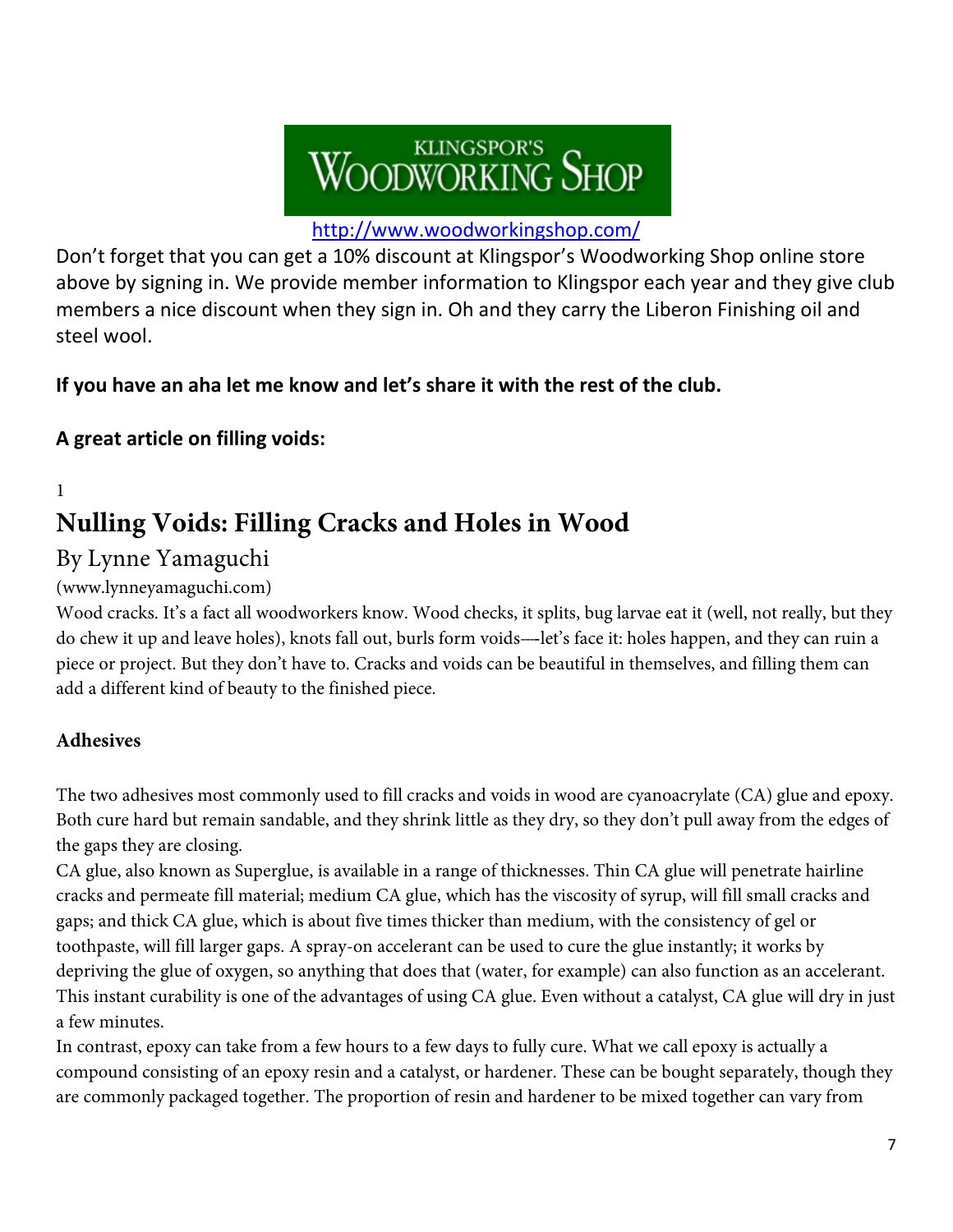KLINGSPOR'S WOODWORKING SHOP

http://www.woodworkingshop.com/

Don't forget that you can get a 10% discount at Klingspor's Woodworking Shop online store above by signing in. We provide member information to Klingspor each year and they give club members a nice discount when they sign in. Oh and they carry the Liberon Finishing oil and steel wool.

**If you have an aha let me know and let's share it with the rest of the club.**

**A great article on filling voids:**

1

# Nulling Voids: Filling Cracks and Holes in Wood

By Lynne Yamaguchi

(www.lynneyamaguchi.com)

Wood cracks. It's a fact all woodworkers know. Wood checks, it splits, bug larvae eat it (well, not really, but they do chew it up and leave holes), knots fall out, burls form voids—-let's face it: holes happen, and they can ruin a piece or project. But they don't have to. Cracks and voids can be beautiful in themselves, and filling them can add a different kind of beauty to the finished piece.

### Adhesives

The two adhesives most commonly used to fill cracks and voids in wood are cyanoacrylate (CA) glue and epoxy. Both cure hard but remain sandable, and they shrink little as they dry, so they don't pull away from the edges of the gaps they are closing.

CA glue, also known as Superglue, is available in a range of thicknesses. Thin CA glue will penetrate hairline cracks and permeate fill material; medium CA glue, which has the viscosity of syrup, will fill small cracks and gaps; and thick CA glue, which is about five times thicker than medium, with the consistency of gel or toothpaste, will fill larger gaps. A spray-on accelerant can be used to cure the glue instantly; it works by depriving the glue of oxygen, so anything that does that (water, for example) can also function as an accelerant. This instant curability is one of the advantages of using CA glue. Even without a catalyst, CA glue will dry in just a few minutes.

In contrast, epoxy can take from a few hours to a few days to fully cure. What we call epoxy is actually a compound consisting of an epoxy resin and a catalyst, or hardener. These can be bought separately, though they are commonly packaged together. The proportion of resin and hardener to be mixed together can vary from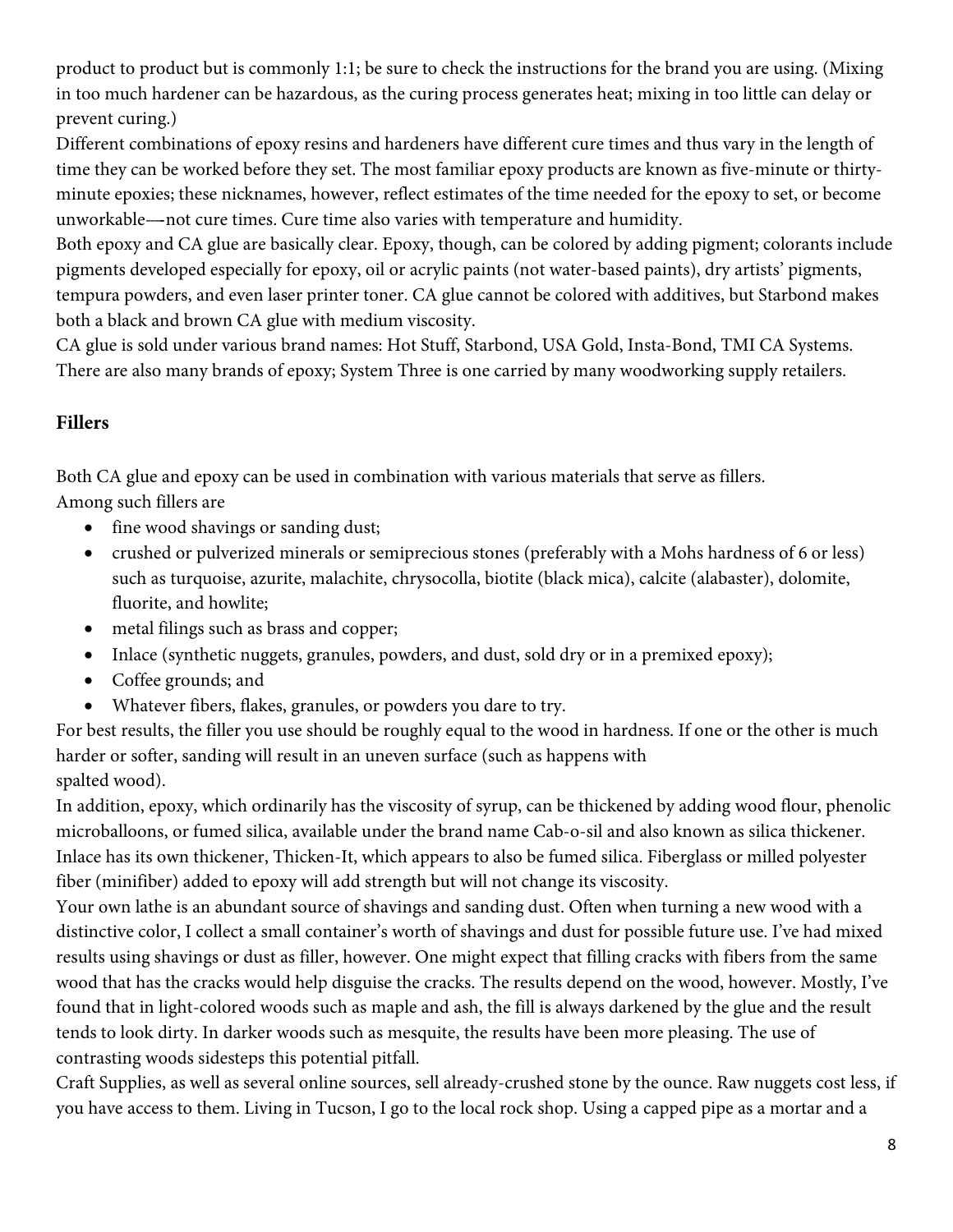product to product but is commonly 1:1; be sure to check the instructions for the brand you are using. (Mixing in too much hardener can be hazardous, as the curing process generates heat; mixing in too little can delay or prevent curing.)

Different combinations of epoxy resins and hardeners have different cure times and thus vary in the length of time they can be worked before they set. The most familiar epoxy products are known as five-minute or thirty-minute epoxies; these nicknames, however, reflect estimates of the time needed for the epoxy to set, or become unworkable—not cure times. Cure time also varies with temperature and humidity.

Both epoxy and CA glue are basically clear. Epoxy, though, can be colored by adding pigment; colorants include pigments developed especially for epoxy, oil or acrylic paints (not water-based paints), dry artists' pigments, tempura powders, and even laser printer toner. CA glue cannot be colored with additives, but Starbond makes both a black and brown CA glue with medium viscosity.

CA glue is sold under various brand names: Hot Stuff, Starbond, USA Gold, Insta-Bond, TMI CA Systems. There are also many brands of epoxy; System Three is one carried by many woodworking supply retailers.

## Fillers

Both CA glue and epoxy can be used in combination with various materials that serve as fillers.
Among such fillers are

- fine wood shavings or sanding dust;
- crushed or pulverized minerals or semiprecious stones (preferably with a Mohs hardness of 6 or less) such as turquoise, azurite, malachite, chrysocolla, biotite (black mica), calcite (alabaster), dolomite, fluorite, and howlite;
- metal filings such as brass and copper;
- Inlace (synthetic nuggets, granules, powders, and dust, sold dry or in a premixed epoxy);
- Coffee grounds; and
- Whatever fibers, flakes, granules, or powders you dare to try.

For best results, the filler you use should be roughly equal to the wood in hardness. If one or the other is much harder or softer, sanding will result in an uneven surface (such as happens with spalted wood).

In addition, epoxy, which ordinarily has the viscosity of syrup, can be thickened by adding wood flour, phenolic microballoons, or fumed silica, available under the brand name Cab-o-sil and also known as silica thickener. Inlace has its own thickener, Thicken-It, which appears to also be fumed silica. Fiberglass or milled polyester fiber (minifiber) added to epoxy will add strength but will not change its viscosity.

Your own lathe is an abundant source of shavings and sanding dust. Often when turning a new wood with a distinctive color, I collect a small container's worth of shavings and dust for possible future use. I've had mixed results using shavings or dust as filler, however. One might expect that filling cracks with fibers from the same wood that has the cracks would help disguise the cracks. The results depend on the wood, however. Mostly, I've found that in light-colored woods such as maple and ash, the fill is always darkened by the glue and the result tends to look dirty. In darker woods such as mesquite, the results have been more pleasing. The use of contrasting woods sidesteps this potential pitfall.

Craft Supplies, as well as several online sources, sell already-crushed stone by the ounce. Raw nuggets cost less, if you have access to them. Living in Tucson, I go to the local rock shop. Using a capped pipe as a mortar and a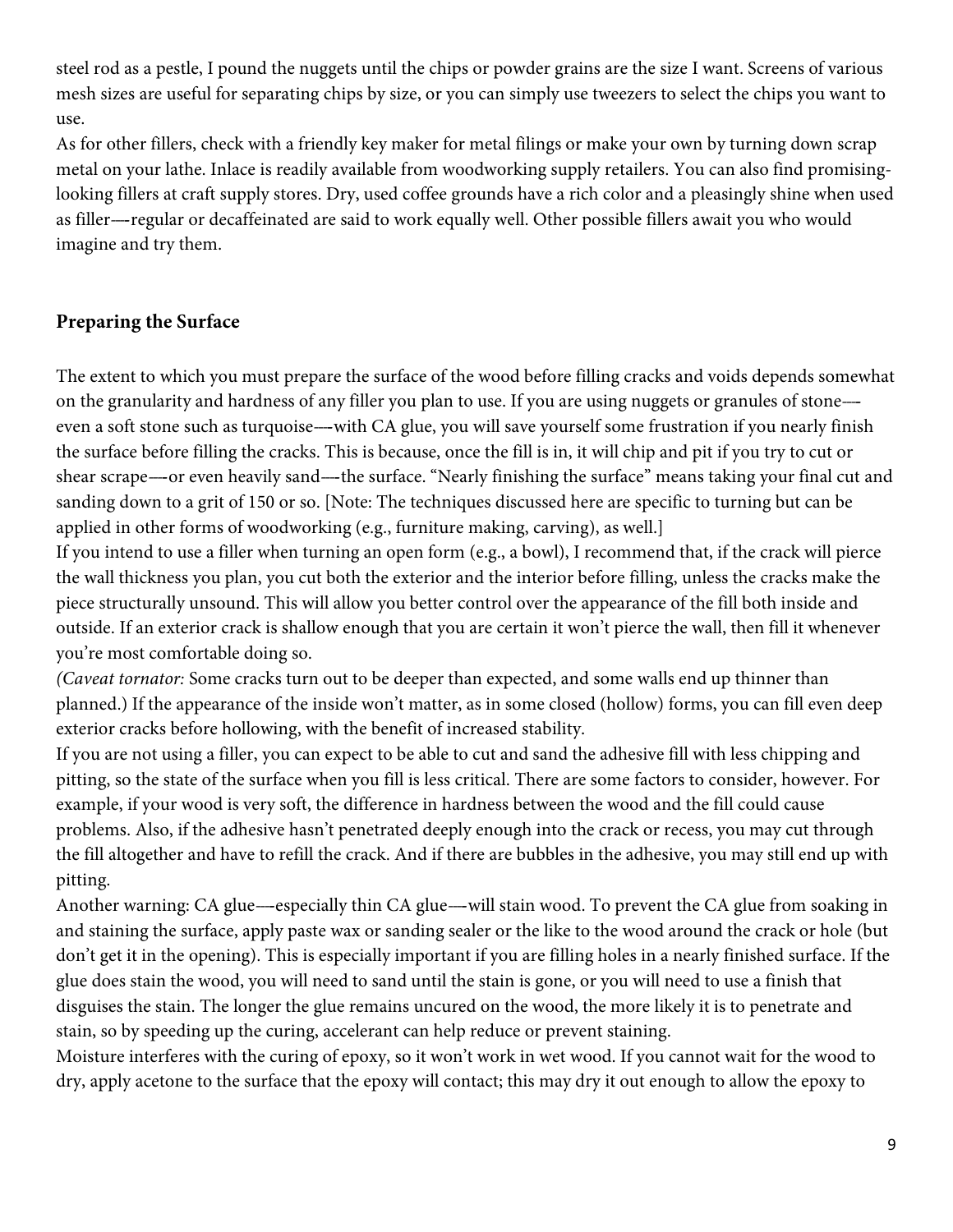steel rod as a pestle, I pound the nuggets until the chips or powder grains are the size I want. Screens of various mesh sizes are useful for separating chips by size, or you can simply use tweezers to select the chips you want to use.

As for other fillers, check with a friendly key maker for metal filings or make your own by turning down scrap metal on your lathe. Inlace is readily available from woodworking supply retailers. You can also find promising-looking fillers at craft supply stores. Dry, used coffee grounds have a rich color and a pleasingly shine when used as filler—regular or decaffeinated are said to work equally well. Other possible fillers await you who would imagine and try them.

## Preparing the Surface

The extent to which you must prepare the surface of the wood before filling cracks and voids depends somewhat on the granularity and hardness of any filler you plan to use. If you are using nuggets or granules of stone—even a soft stone such as turquoise—with CA glue, you will save yourself some frustration if you nearly finish the surface before filling the cracks. This is because, once the fill is in, it will chip and pit if you try to cut or shear scrape—or even heavily sand—the surface. "Nearly finishing the surface" means taking your final cut and sanding down to a grit of 150 or so. [Note: The techniques discussed here are specific to turning but can be applied in other forms of woodworking (e.g., furniture making, carving), as well.]

If you intend to use a filler when turning an open form (e.g., a bowl), I recommend that, if the crack will pierce the wall thickness you plan, you cut both the exterior and the interior before filling, unless the cracks make the piece structurally unsound. This will allow you better control over the appearance of the fill both inside and outside. If an exterior crack is shallow enough that you are certain it won't pierce the wall, then fill it whenever you're most comfortable doing so.

*(Caveat tornator:* Some cracks turn out to be deeper than expected, and some walls end up thinner than planned.) If the appearance of the inside won't matter, as in some closed (hollow) forms, you can fill even deep exterior cracks before hollowing, with the benefit of increased stability.

If you are not using a filler, you can expect to be able to cut and sand the adhesive fill with less chipping and pitting, so the state of the surface when you fill is less critical. There are some factors to consider, however. For example, if your wood is very soft, the difference in hardness between the wood and the fill could cause problems. Also, if the adhesive hasn't penetrated deeply enough into the crack or recess, you may cut through the fill altogether and have to refill the crack. And if there are bubbles in the adhesive, you may still end up with pitting.

Another warning: CA glue—especially thin CA glue—will stain wood. To prevent the CA glue from soaking in and staining the surface, apply paste wax or sanding sealer or the like to the wood around the crack or hole (but don't get it in the opening). This is especially important if you are filling holes in a nearly finished surface. If the glue does stain the wood, you will need to sand until the stain is gone, or you will need to use a finish that disguises the stain. The longer the glue remains uncured on the wood, the more likely it is to penetrate and stain, so by speeding up the curing, accelerant can help reduce or prevent staining.

Moisture interferes with the curing of epoxy, so it won't work in wet wood. If you cannot wait for the wood to dry, apply acetone to the surface that the epoxy will contact; this may dry it out enough to allow the epoxy to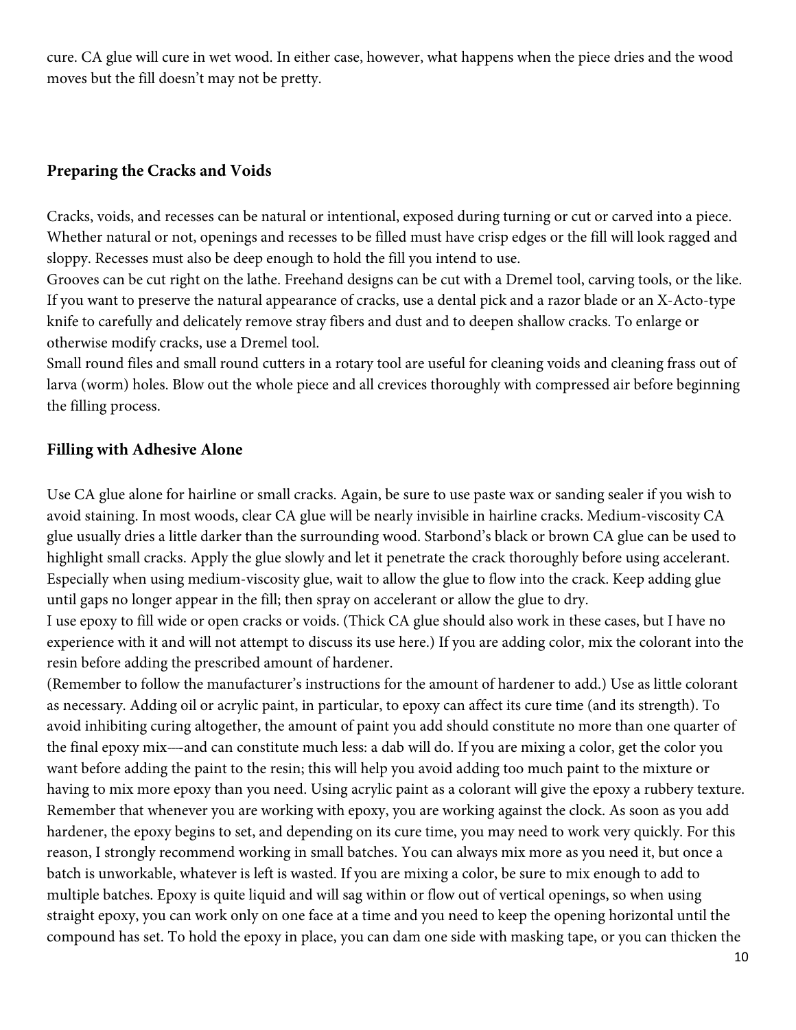cure. CA glue will cure in wet wood. In either case, however, what happens when the piece dries and the wood moves but the fill doesn't may not be pretty.

### Preparing the Cracks and Voids

Cracks, voids, and recesses can be natural or intentional, exposed during turning or cut or carved into a piece. Whether natural or not, openings and recesses to be filled must have crisp edges or the fill will look ragged and sloppy. Recesses must also be deep enough to hold the fill you intend to use.

Grooves can be cut right on the lathe. Freehand designs can be cut with a Dremel tool, carving tools, or the like. If you want to preserve the natural appearance of cracks, use a dental pick and a razor blade or an X-Acto-type knife to carefully and delicately remove stray fibers and dust and to deepen shallow cracks. To enlarge or otherwise modify cracks, use a Dremel tool.

Small round files and small round cutters in a rotary tool are useful for cleaning voids and cleaning frass out of larva (worm) holes. Blow out the whole piece and all crevices thoroughly with compressed air before beginning the filling process.

### Filling with Adhesive Alone

Use CA glue alone for hairline or small cracks. Again, be sure to use paste wax or sanding sealer if you wish to avoid staining. In most woods, clear CA glue will be nearly invisible in hairline cracks. Medium-viscosity CA glue usually dries a little darker than the surrounding wood. Starbond's black or brown CA glue can be used to highlight small cracks. Apply the glue slowly and let it penetrate the crack thoroughly before using accelerant. Especially when using medium-viscosity glue, wait to allow the glue to flow into the crack. Keep adding glue until gaps no longer appear in the fill; then spray on accelerant or allow the glue to dry.

I use epoxy to fill wide or open cracks or voids. (Thick CA glue should also work in these cases, but I have no experience with it and will not attempt to discuss its use here.) If you are adding color, mix the colorant into the resin before adding the prescribed amount of hardener.

(Remember to follow the manufacturer's instructions for the amount of hardener to add.) Use as little colorant as necessary. Adding oil or acrylic paint, in particular, to epoxy can affect its cure time (and its strength). To avoid inhibiting curing altogether, the amount of paint you add should constitute no more than one quarter of the final epoxy mix—and can constitute much less: a dab will do. If you are mixing a color, get the color you want before adding the paint to the resin; this will help you avoid adding too much paint to the mixture or having to mix more epoxy than you need. Using acrylic paint as a colorant will give the epoxy a rubbery texture. Remember that whenever you are working with epoxy, you are working against the clock. As soon as you add hardener, the epoxy begins to set, and depending on its cure time, you may need to work very quickly. For this reason, I strongly recommend working in small batches. You can always mix more as you need it, but once a batch is unworkable, whatever is left is wasted. If you are mixing a color, be sure to mix enough to add to multiple batches. Epoxy is quite liquid and will sag within or flow out of vertical openings, so when using straight epoxy, you can work only on one face at a time and you need to keep the opening horizontal until the compound has set. To hold the epoxy in place, you can dam one side with masking tape, or you can thicken the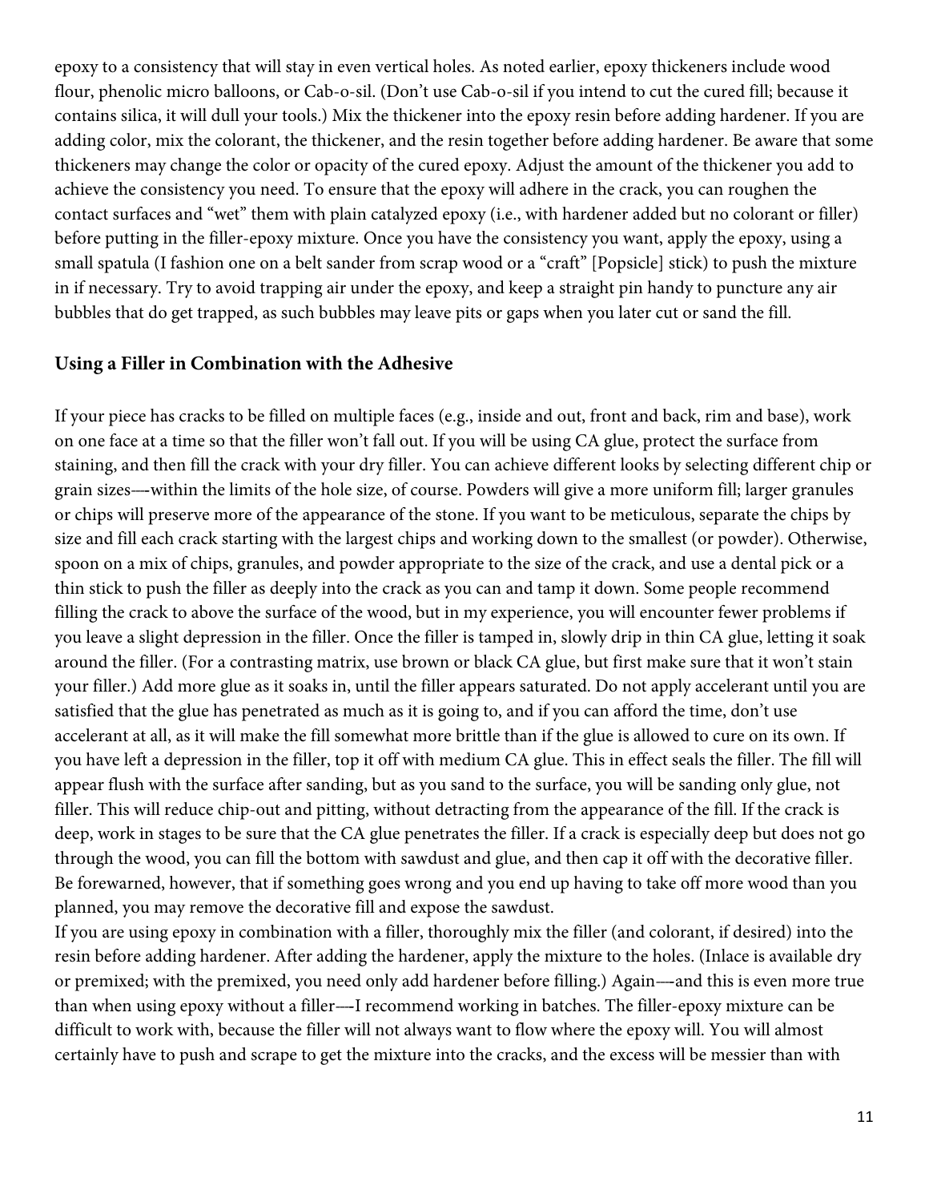epoxy to a consistency that will stay in even vertical holes. As noted earlier, epoxy thickeners include wood flour, phenolic micro balloons, or Cab-o-sil. (Don't use Cab-o-sil if you intend to cut the cured fill; because it contains silica, it will dull your tools.) Mix the thickener into the epoxy resin before adding hardener. If you are adding color, mix the colorant, the thickener, and the resin together before adding hardener. Be aware that some thickeners may change the color or opacity of the cured epoxy. Adjust the amount of the thickener you add to achieve the consistency you need. To ensure that the epoxy will adhere in the crack, you can roughen the contact surfaces and "wet" them with plain catalyzed epoxy (i.e., with hardener added but no colorant or filler) before putting in the filler-epoxy mixture. Once you have the consistency you want, apply the epoxy, using a small spatula (I fashion one on a belt sander from scrap wood or a "craft" [Popsicle] stick) to push the mixture in if necessary. Try to avoid trapping air under the epoxy, and keep a straight pin handy to puncture any air bubbles that do get trapped, as such bubbles may leave pits or gaps when you later cut or sand the fill.

## Using a Filler in Combination with the Adhesive

If your piece has cracks to be filled on multiple faces (e.g., inside and out, front and back, rim and base), work on one face at a time so that the filler won't fall out. If you will be using CA glue, protect the surface from staining, and then fill the crack with your dry filler. You can achieve different looks by selecting different chip or grain sizes—within the limits of the hole size, of course. Powders will give a more uniform fill; larger granules or chips will preserve more of the appearance of the stone. If you want to be meticulous, separate the chips by size and fill each crack starting with the largest chips and working down to the smallest (or powder). Otherwise, spoon on a mix of chips, granules, and powder appropriate to the size of the crack, and use a dental pick or a thin stick to push the filler as deeply into the crack as you can and tamp it down. Some people recommend filling the crack to above the surface of the wood, but in my experience, you will encounter fewer problems if you leave a slight depression in the filler. Once the filler is tamped in, slowly drip in thin CA glue, letting it soak around the filler. (For a contrasting matrix, use brown or black CA glue, but first make sure that it won't stain your filler.) Add more glue as it soaks in, until the filler appears saturated. Do not apply accelerant until you are satisfied that the glue has penetrated as much as it is going to, and if you can afford the time, don't use accelerant at all, as it will make the fill somewhat more brittle than if the glue is allowed to cure on its own. If you have left a depression in the filler, top it off with medium CA glue. This in effect seals the filler. The fill will appear flush with the surface after sanding, but as you sand to the surface, you will be sanding only glue, not filler. This will reduce chip-out and pitting, without detracting from the appearance of the fill. If the crack is deep, work in stages to be sure that the CA glue penetrates the filler. If a crack is especially deep but does not go through the wood, you can fill the bottom with sawdust and glue, and then cap it off with the decorative filler. Be forewarned, however, that if something goes wrong and you end up having to take off more wood than you planned, you may remove the decorative fill and expose the sawdust.

If you are using epoxy in combination with a filler, thoroughly mix the filler (and colorant, if desired) into the resin before adding hardener. After adding the hardener, apply the mixture to the holes. (Inlace is available dry or premixed; with the premixed, you need only add hardener before filling.) Again—and this is even more true than when using epoxy without a filler—I recommend working in batches. The filler-epoxy mixture can be difficult to work with, because the filler will not always want to flow where the epoxy will. You will almost certainly have to push and scrape to get the mixture into the cracks, and the excess will be messier than with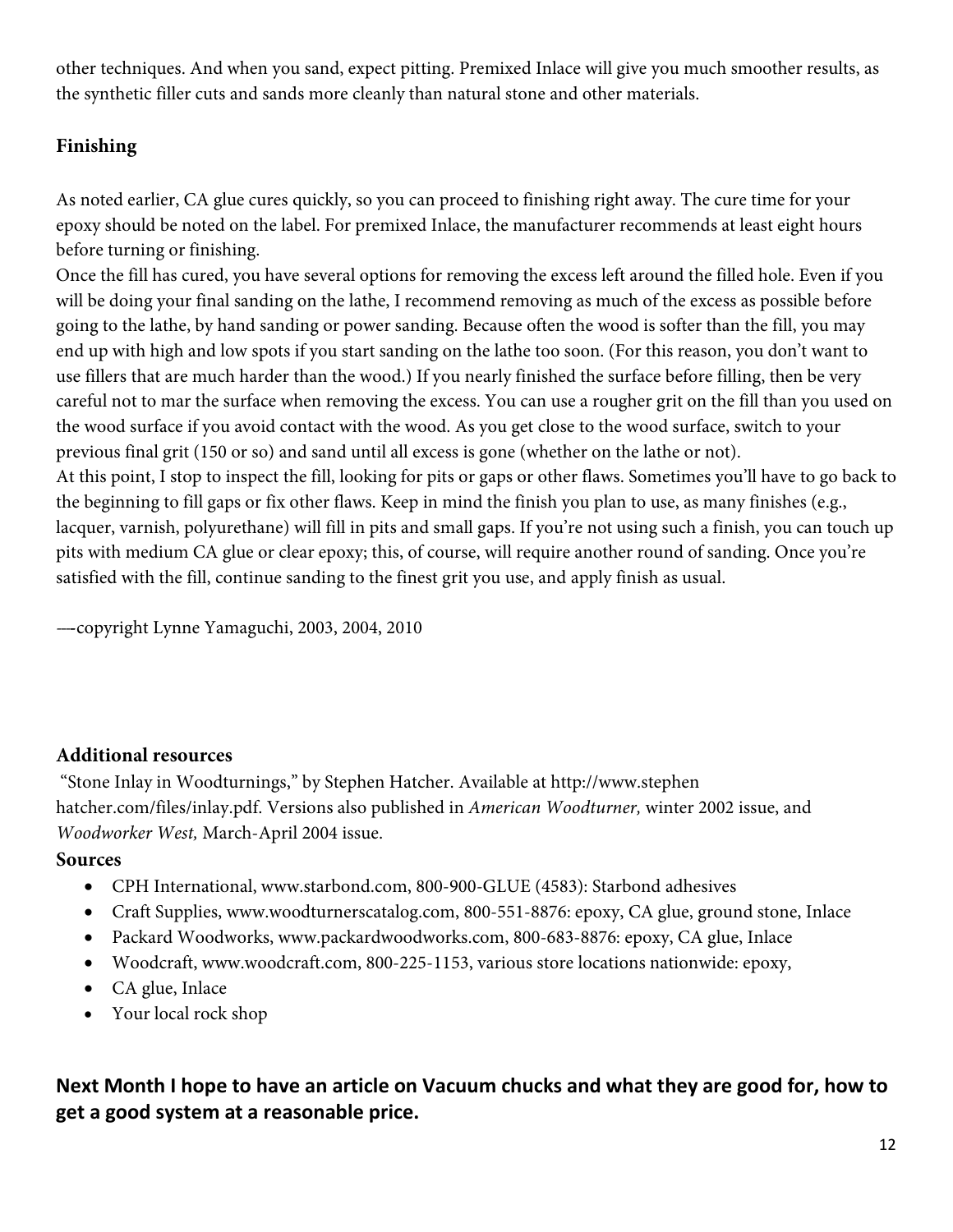other techniques. And when you sand, expect pitting. Premixed Inlace will give you much smoother results, as the synthetic filler cuts and sands more cleanly than natural stone and other materials.

**Finishing**

As noted earlier, CA glue cures quickly, so you can proceed to finishing right away. The cure time for your epoxy should be noted on the label. For premixed Inlace, the manufacturer recommends at least eight hours before turning or finishing.

Once the fill has cured, you have several options for removing the excess left around the filled hole. Even if you will be doing your final sanding on the lathe, I recommend removing as much of the excess as possible before going to the lathe, by hand sanding or power sanding. Because often the wood is softer than the fill, you may end up with high and low spots if you start sanding on the lathe too soon. (For this reason, you don't want to use fillers that are much harder than the wood.) If you nearly finished the surface before filling, then be very careful not to mar the surface when removing the excess. You can use a rougher grit on the fill than you used on the wood surface if you avoid contact with the wood. As you get close to the wood surface, switch to your previous final grit (150 or so) and sand until all excess is gone (whether on the lathe or not).

At this point, I stop to inspect the fill, looking for pits or gaps or other flaws. Sometimes you'll have to go back to the beginning to fill gaps or fix other flaws. Keep in mind the finish you plan to use, as many finishes (e.g., lacquer, varnish, polyurethane) will fill in pits and small gaps. If you're not using such a finish, you can touch up pits with medium CA glue or clear epoxy; this, of course, will require another round of sanding. Once you're satisfied with the fill, continue sanding to the finest grit you use, and apply finish as usual.

—-copyright Lynne Yamaguchi, 2003, 2004, 2010

**Additional resources**

"Stone Inlay in Woodturnings," by Stephen Hatcher. Available at http://www.stephen hatcher.com/files/inlay.pdf. Versions also published in *American Woodturner,* winter 2002 issue, and *Woodworker West,* March-April 2004 issue.

**Sources**

- CPH International, www.starbond.com, 800-900-GLUE (4583): Starbond adhesives
- Craft Supplies, www.woodturnerscatalog.com, 800-551-8876: epoxy, CA glue, ground stone, Inlace
- Packard Woodworks, www.packardwoodworks.com, 800-683-8876: epoxy, CA glue, Inlace
- Woodcraft, www.woodcraft.com, 800-225-1153, various store locations nationwide: epoxy,
- CA glue, Inlace
- Your local rock shop

**Next Month I hope to have an article on Vacuum chucks and what they are good for, how to get a good system at a reasonable price.**